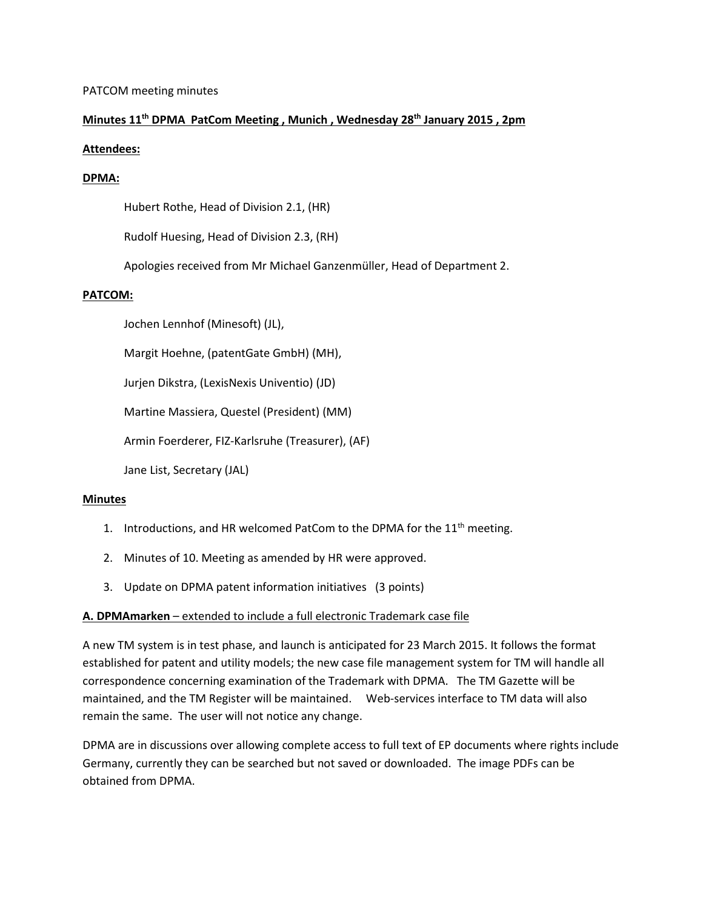PATCOM meeting minutes

**Minutes 11th DPMA PatCom Meeting , Munich , Wednesday 28th January 2015 , 2pm**

**Attendees:**

**DPMA:**

Hubert Rothe, Head of Division 2.1, (HR)

Rudolf Huesing, Head of Division 2.3, (RH)

Apologies received from Mr Michael Ganzenmüller, Head of Department 2.

**PATCOM:**

Jochen Lennhof (Minesoft) (JL),

Margit Hoehne, (patentGate GmbH) (MH),

Jurjen Dikstra, (LexisNexis Univentio) (JD)

Martine Massiera, Questel (President) (MM)

Armin Foerderer, FIZ-Karlsruhe (Treasurer), (AF)

Jane List, Secretary (JAL)

**Minutes**

1. Introductions, and HR welcomed PatCom to the DPMA for the 11th meeting.
2. Minutes of 10. Meeting as amended by HR were approved.
3. Update on DPMA patent information initiatives (3 points)

**A. DPMAmarken** – extended to include a full electronic Trademark case file

A new TM system is in test phase, and launch is anticipated for 23 March 2015. It follows the format established for patent and utility models; the new case file management system for TM will handle all correspondence concerning examination of the Trademark with DPMA. The TM Gazette will be maintained, and the TM Register will be maintained. Web-services interface to TM data will also remain the same. The user will not notice any change.

DPMA are in discussions over allowing complete access to full text of EP documents where rights include Germany, currently they can be searched but not saved or downloaded. The image PDFs can be obtained from DPMA.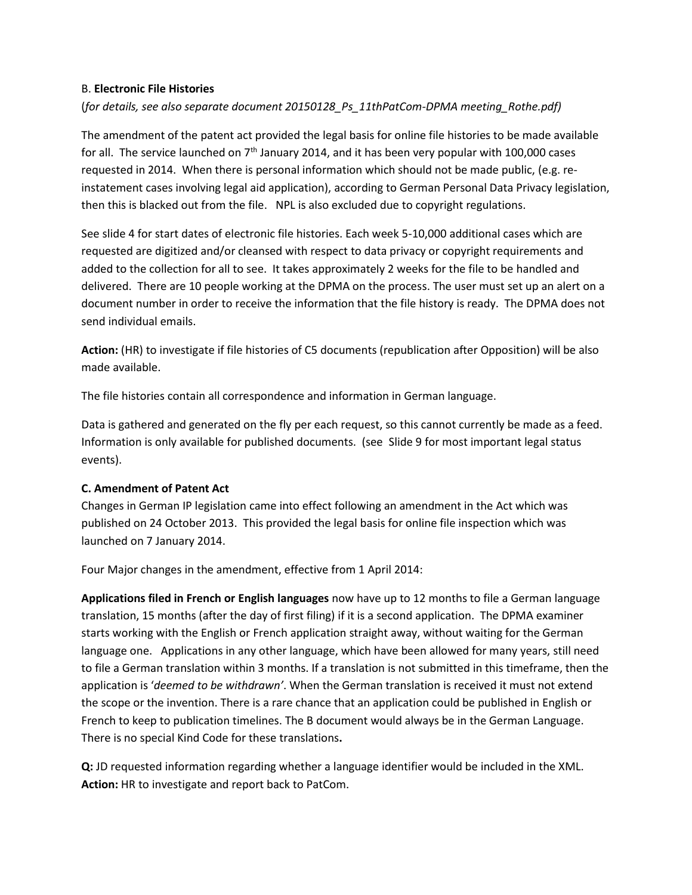B. **Electronic File Histories**

(*for details, see also separate document 20150128_Ps_11thPatCom-DPMA meeting_Rothe.pdf)*

The amendment of the patent act provided the legal basis for online file histories to be made available for all. The service launched on 7th January 2014, and it has been very popular with 100,000 cases requested in 2014. When there is personal information which should not be made public, (e.g. re-instatement cases involving legal aid application), according to German Personal Data Privacy legislation, then this is blacked out from the file. NPL is also excluded due to copyright regulations.

See slide 4 for start dates of electronic file histories. Each week 5-10,000 additional cases which are requested are digitized and/or cleansed with respect to data privacy or copyright requirements and added to the collection for all to see. It takes approximately 2 weeks for the file to be handled and delivered. There are 10 people working at the DPMA on the process. The user must set up an alert on a document number in order to receive the information that the file history is ready. The DPMA does not send individual emails.

**Action:** (HR) to investigate if file histories of C5 documents (republication after Opposition) will be also made available.

The file histories contain all correspondence and information in German language.

Data is gathered and generated on the fly per each request, so this cannot currently be made as a feed. Information is only available for published documents. (see Slide 9 for most important legal status events).

**C. Amendment of Patent Act**

Changes in German IP legislation came into effect following an amendment in the Act which was published on 24 October 2013. This provided the legal basis for online file inspection which was launched on 7 January 2014.

Four Major changes in the amendment, effective from 1 April 2014:

**Applications filed in French or English languages** now have up to 12 months to file a German language translation, 15 months (after the day of first filing) if it is a second application. The DPMA examiner starts working with the English or French application straight away, without waiting for the German language one. Applications in any other language, which have been allowed for many years, still need to file a German translation within 3 months. If a translation is not submitted in this timeframe, then the application is '*deemed to be withdrawn'*. When the German translation is received it must not extend the scope or the invention. There is a rare chance that an application could be published in English or French to keep to publication timelines. The B document would always be in the German Language. There is no special Kind Code for these translations**.**

**Q:** JD requested information regarding whether a language identifier would be included in the XML.
**Action:** HR to investigate and report back to PatCom.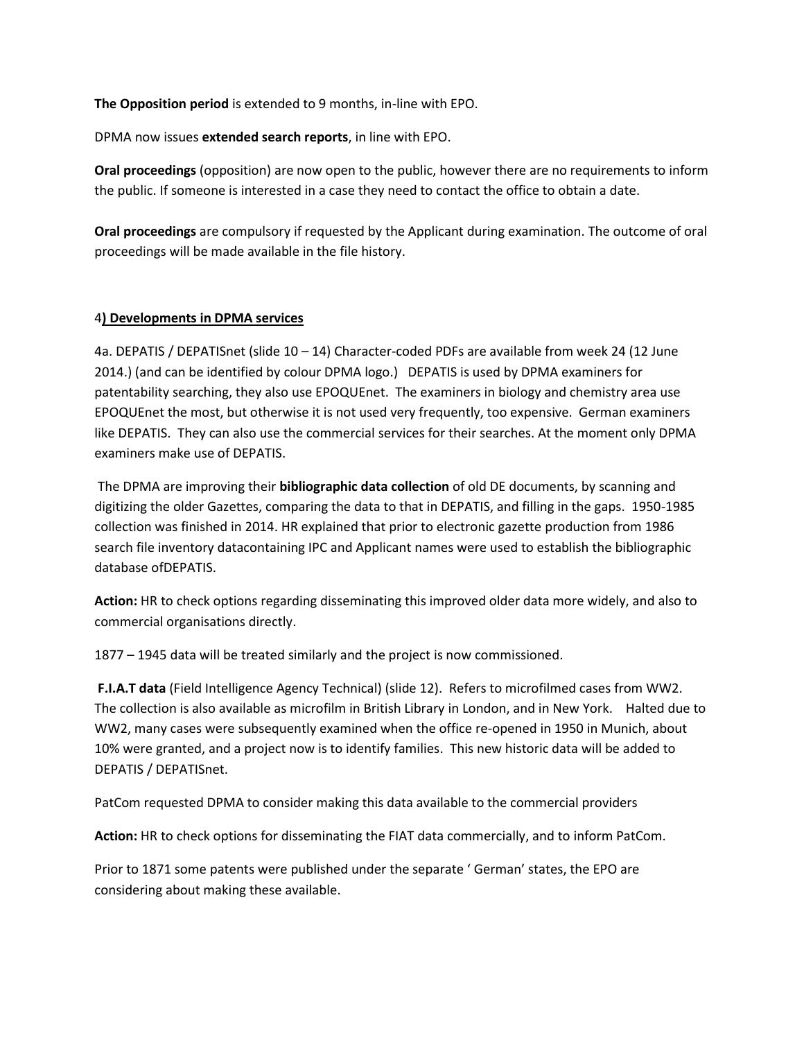**The Opposition period** is extended to 9 months, in-line with EPO.

DPMA now issues **extended search reports**, in line with EPO.

**Oral proceedings** (opposition) are now open to the public, however there are no requirements to inform the public. If someone is interested in a case they need to contact the office to obtain a date.

**Oral proceedings** are compulsory if requested by the Applicant during examination. The outcome of oral proceedings will be made available in the file history.

4**) Developments in DPMA services**

4a. DEPATIS / DEPATISnet (slide 10 – 14) Character-coded PDFs are available from week 24 (12 June 2014.) (and can be identified by colour DPMA logo.) DEPATIS is used by DPMA examiners for patentability searching, they also use EPOQUEnet. The examiners in biology and chemistry area use EPOQUEnet the most, but otherwise it is not used very frequently, too expensive. German examiners like DEPATIS. They can also use the commercial services for their searches. At the moment only DPMA examiners make use of DEPATIS.

The DPMA are improving their **bibliographic data collection** of old DE documents, by scanning and digitizing the older Gazettes, comparing the data to that in DEPATIS, and filling in the gaps. 1950-1985 collection was finished in 2014. HR explained that prior to electronic gazette production from 1986 search file inventory datacontaining IPC and Applicant names were used to establish the bibliographic database ofDEPATIS.

**Action:** HR to check options regarding disseminating this improved older data more widely, and also to commercial organisations directly.

1877 – 1945 data will be treated similarly and the project is now commissioned.

**F.I.A.T data** (Field Intelligence Agency Technical) (slide 12). Refers to microfilmed cases from WW2. The collection is also available as microfilm in British Library in London, and in New York. Halted due to WW2, many cases were subsequently examined when the office re-opened in 1950 in Munich, about 10% were granted, and a project now is to identify families. This new historic data will be added to DEPATIS / DEPATISnet.

PatCom requested DPMA to consider making this data available to the commercial providers

**Action:** HR to check options for disseminating the FIAT data commercially, and to inform PatCom.

Prior to 1871 some patents were published under the separate ' German' states, the EPO are considering about making these available.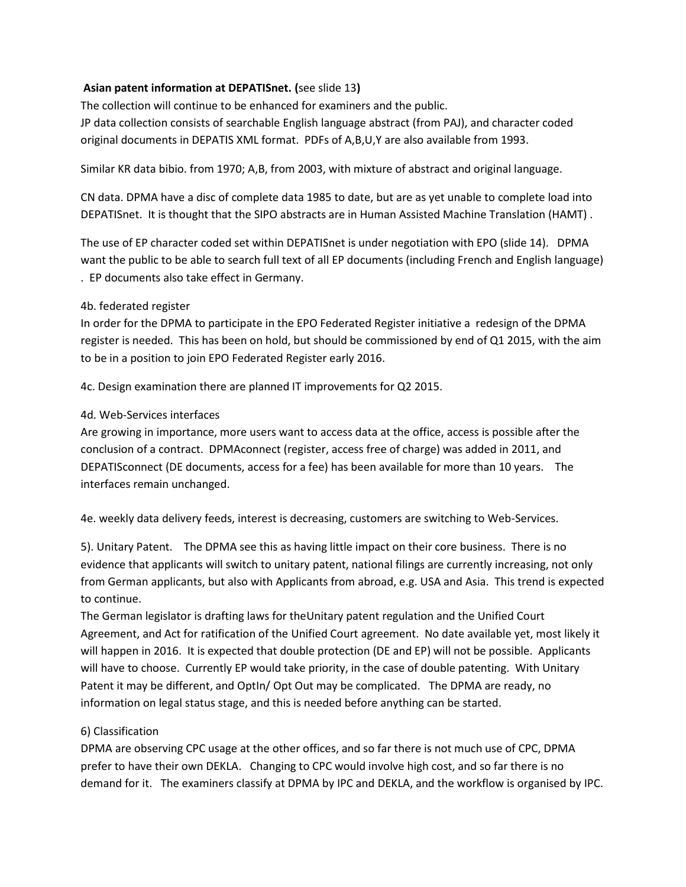**Asian patent information at DEPATISnet. (**see slide 13**)**

The collection will continue to be enhanced for examiners and the public.
JP data collection consists of searchable English language abstract (from PAJ), and character coded original documents in DEPATIS XML format. PDFs of A,B,U,Y are also available from 1993.

Similar KR data bibio. from 1970; A,B, from 2003, with mixture of abstract and original language.

CN data. DPMA have a disc of complete data 1985 to date, but are as yet unable to complete load into DEPATISnet. It is thought that the SIPO abstracts are in Human Assisted Machine Translation (HAMT) .

The use of EP character coded set within DEPATISnet is under negotiation with EPO (slide 14). DPMA want the public to be able to search full text of all EP documents (including French and English language) . EP documents also take effect in Germany.

4b. federated register
In order for the DPMA to participate in the EPO Federated Register initiative a redesign of the DPMA register is needed. This has been on hold, but should be commissioned by end of Q1 2015, with the aim to be in a position to join EPO Federated Register early 2016.

4c. Design examination there are planned IT improvements for Q2 2015.

4d. Web-Services interfaces
Are growing in importance, more users want to access data at the office, access is possible after the conclusion of a contract. DPMAconnect (register, access free of charge) was added in 2011, and DEPATISconnect (DE documents, access for a fee) has been available for more than 10 years. The interfaces remain unchanged.

4e. weekly data delivery feeds, interest is decreasing, customers are switching to Web-Services.

5). Unitary Patent. The DPMA see this as having little impact on their core business. There is no evidence that applicants will switch to unitary patent, national filings are currently increasing, not only from German applicants, but also with Applicants from abroad, e.g. USA and Asia. This trend is expected to continue.
The German legislator is drafting laws for theUnitary patent regulation and the Unified Court Agreement, and Act for ratification of the Unified Court agreement. No date available yet, most likely it will happen in 2016. It is expected that double protection (DE and EP) will not be possible. Applicants will have to choose. Currently EP would take priority, in the case of double patenting. With Unitary Patent it may be different, and OptIn/ Opt Out may be complicated. The DPMA are ready, no information on legal status stage, and this is needed before anything can be started.

6) Classification
DPMA are observing CPC usage at the other offices, and so far there is not much use of CPC, DPMA prefer to have their own DEKLA. Changing to CPC would involve high cost, and so far there is no demand for it. The examiners classify at DPMA by IPC and DEKLA, and the workflow is organised by IPC.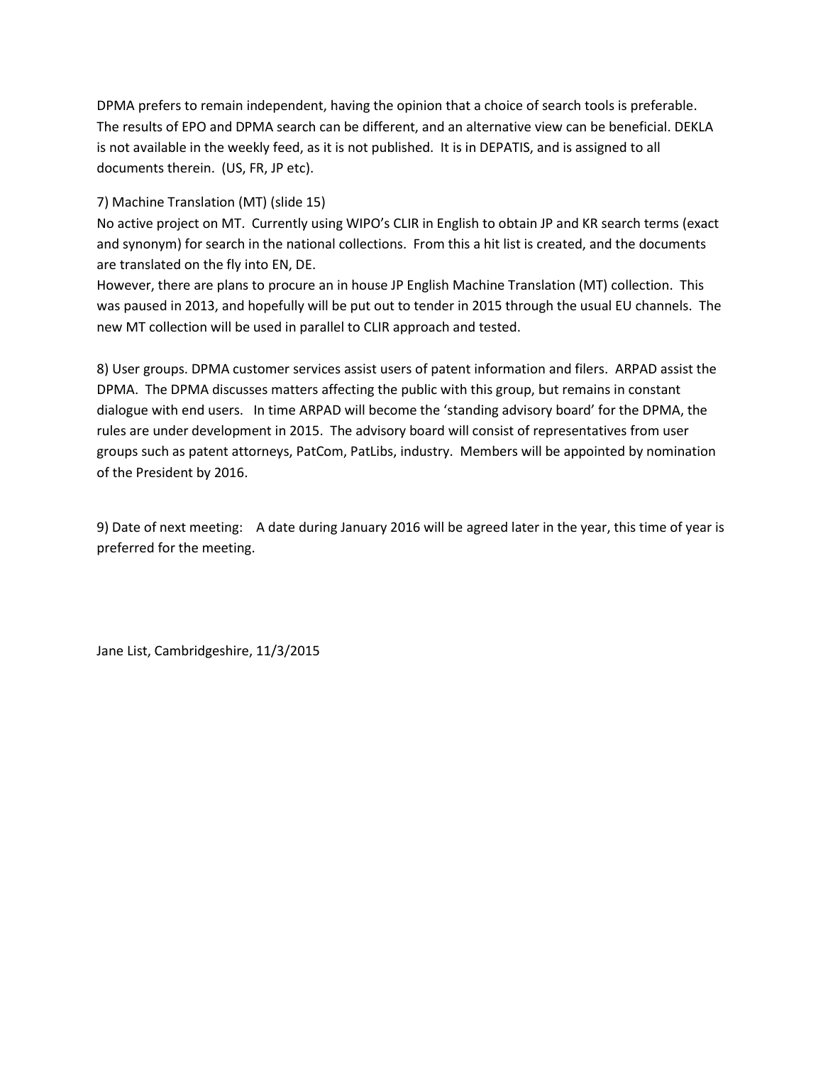DPMA prefers to remain independent, having the opinion that a choice of search tools is preferable. The results of EPO and DPMA search can be different, and an alternative view can be beneficial. DEKLA is not available in the weekly feed, as it is not published. It is in DEPATIS, and is assigned to all documents therein. (US, FR, JP etc).

7) Machine Translation (MT) (slide 15)
No active project on MT. Currently using WIPO's CLIR in English to obtain JP and KR search terms (exact and synonym) for search in the national collections. From this a hit list is created, and the documents are translated on the fly into EN, DE.
However, there are plans to procure an in house JP English Machine Translation (MT) collection. This was paused in 2013, and hopefully will be put out to tender in 2015 through the usual EU channels. The new MT collection will be used in parallel to CLIR approach and tested.

8) User groups. DPMA customer services assist users of patent information and filers. ARPAD assist the DPMA. The DPMA discusses matters affecting the public with this group, but remains in constant dialogue with end users. In time ARPAD will become the 'standing advisory board' for the DPMA, the rules are under development in 2015. The advisory board will consist of representatives from user groups such as patent attorneys, PatCom, PatLibs, industry. Members will be appointed by nomination of the President by 2016.

9) Date of next meeting: A date during January 2016 will be agreed later in the year, this time of year is preferred for the meeting.

Jane List, Cambridgeshire, 11/3/2015